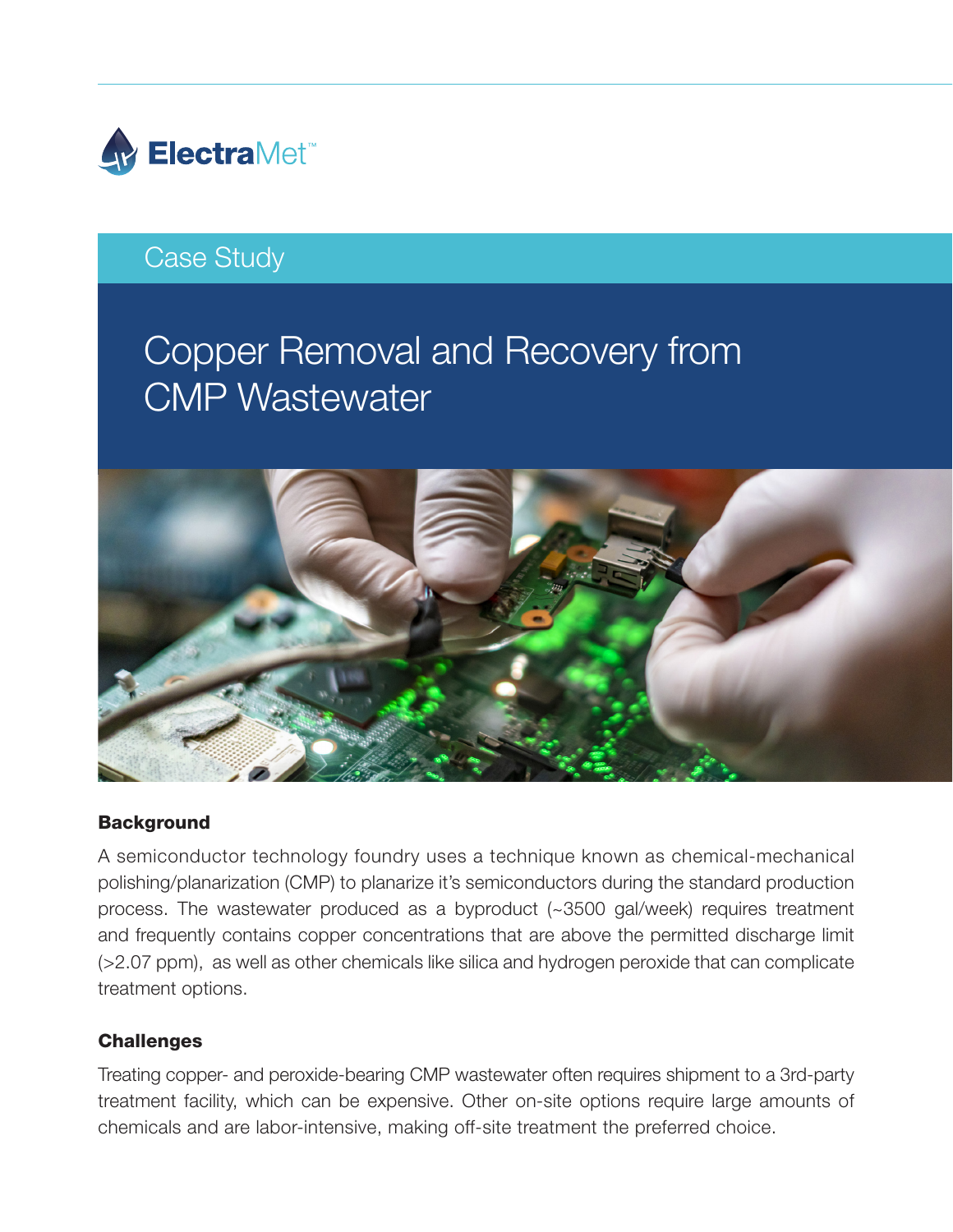ElectraMet™

Case Study

# Copper Removal and Recovery from CMP Wastewater

## Background

A semiconductor technology foundry uses a technique known as chemical-mechanical polishing/planarization (CMP) to planarize it's semiconductors during the standard production process. The wastewater produced as a byproduct (~3500 gal/week) requires treatment and frequently contains copper concentrations that are above the permitted discharge limit (>2.07 ppm), as well as other chemicals like silica and hydrogen peroxide that can complicate treatment options.

## Challenges

Treating copper- and peroxide-bearing CMP wastewater often requires shipment to a 3rd-party treatment facility, which can be expensive. Other on-site options require large amounts of chemicals and are labor-intensive, making off-site treatment the preferred choice.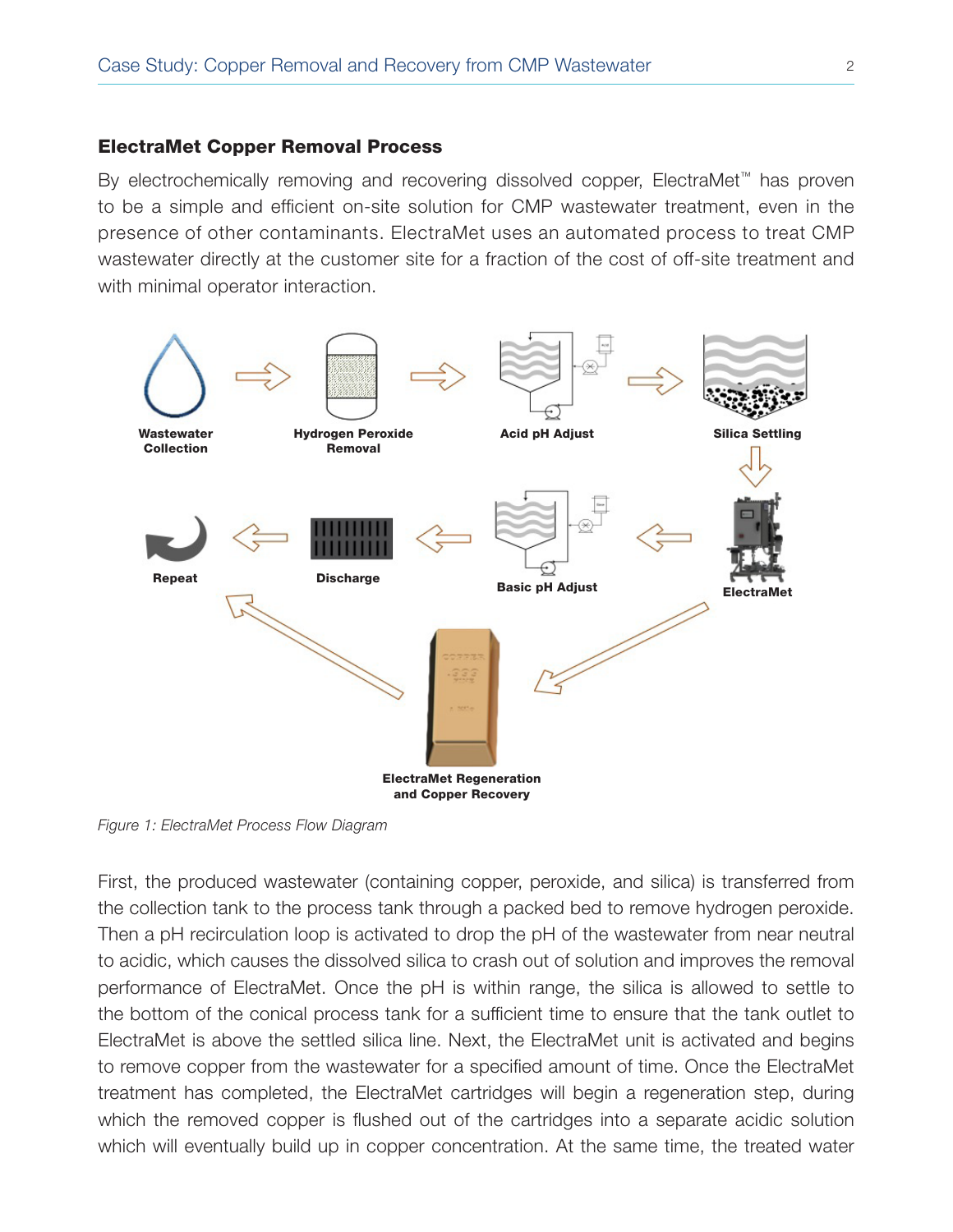### ElectraMet Copper Removal Process

By electrochemically removing and recovering dissolved copper, ElectraMet™ has proven to be a simple and efficient on-site solution for CMP wastewater treatment, even in the presence of other contaminants. ElectraMet uses an automated process to treat CMP wastewater directly at the customer site for a fraction of the cost of off-site treatment and with minimal operator interaction.

Wastewater Collection → Hydrogen Peroxide Removal → Acid pH Adjust → Silica Settling → ElectraMet → Basic pH Adjust → Discharge → Repeat

ElectraMet → ElectraMet Regeneration and Copper Recovery → Repeat

*Figure 1: ElectraMet Process Flow Diagram*

First, the produced wastewater (containing copper, peroxide, and silica) is transferred from the collection tank to the process tank through a packed bed to remove hydrogen peroxide. Then a pH recirculation loop is activated to drop the pH of the wastewater from near neutral to acidic, which causes the dissolved silica to crash out of solution and improves the removal performance of ElectraMet. Once the pH is within range, the silica is allowed to settle to the bottom of the conical process tank for a sufficient time to ensure that the tank outlet to ElectraMet is above the settled silica line. Next, the ElectraMet unit is activated and begins to remove copper from the wastewater for a specified amount of time. Once the ElectraMet treatment has completed, the ElectraMet cartridges will begin a regeneration step, during which the removed copper is flushed out of the cartridges into a separate acidic solution which will eventually build up in copper concentration. At the same time, the treated water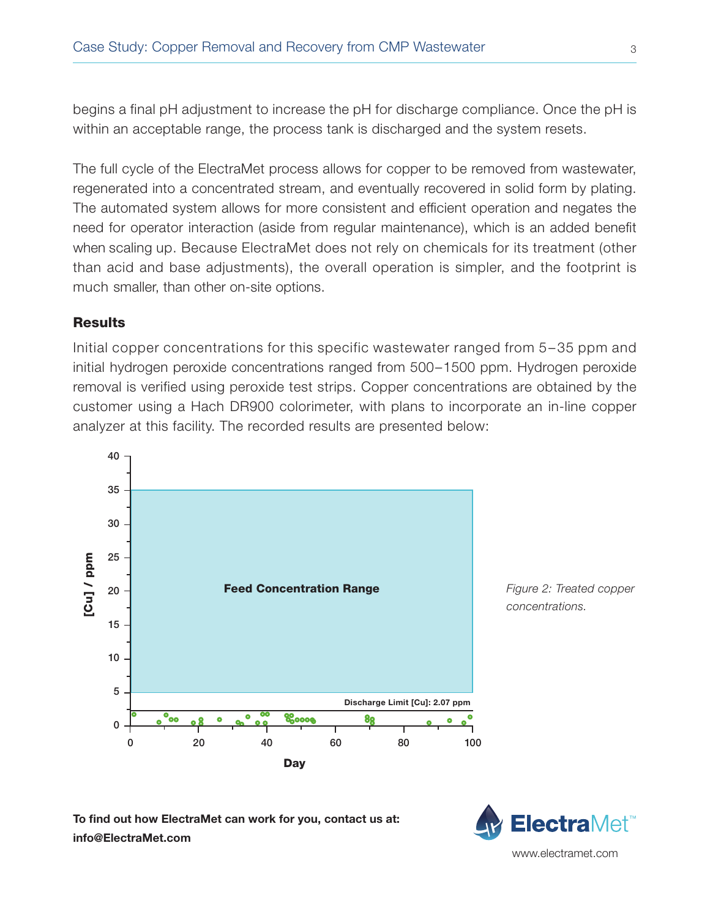begins a final pH adjustment to increase the pH for discharge compliance. Once the pH is within an acceptable range, the process tank is discharged and the system resets.

The full cycle of the ElectraMet process allows for copper to be removed from wastewater, regenerated into a concentrated stream, and eventually recovered in solid form by plating. The automated system allows for more consistent and efficient operation and negates the need for operator interaction (aside from regular maintenance), which is an added benefit when scaling up. Because ElectraMet does not rely on chemicals for its treatment (other than acid and base adjustments), the overall operation is simpler, and the footprint is much smaller, than other on-site options.

## Results

Initial copper concentrations for this specific wastewater ranged from 5–35 ppm and initial hydrogen peroxide concentrations ranged from 500–1500 ppm. Hydrogen peroxide removal is verified using peroxide test strips. Copper concentrations are obtained by the customer using a Hach DR900 colorimeter, with plans to incorporate an in-line copper analyzer at this facility. The recorded results are presented below:

[Cu] / ppm
0
5
10
15
20
25
30
35
40
Feed Concentration Range
Discharge Limit [Cu]: 2.07 ppm
0
20
40
60
80
100
Day

*Figure 2: Treated copper concentrations.*

**To find out how ElectraMet can work for you, contact us at: info@ElectraMet.com**

ElectraMet™
www.electramet.com